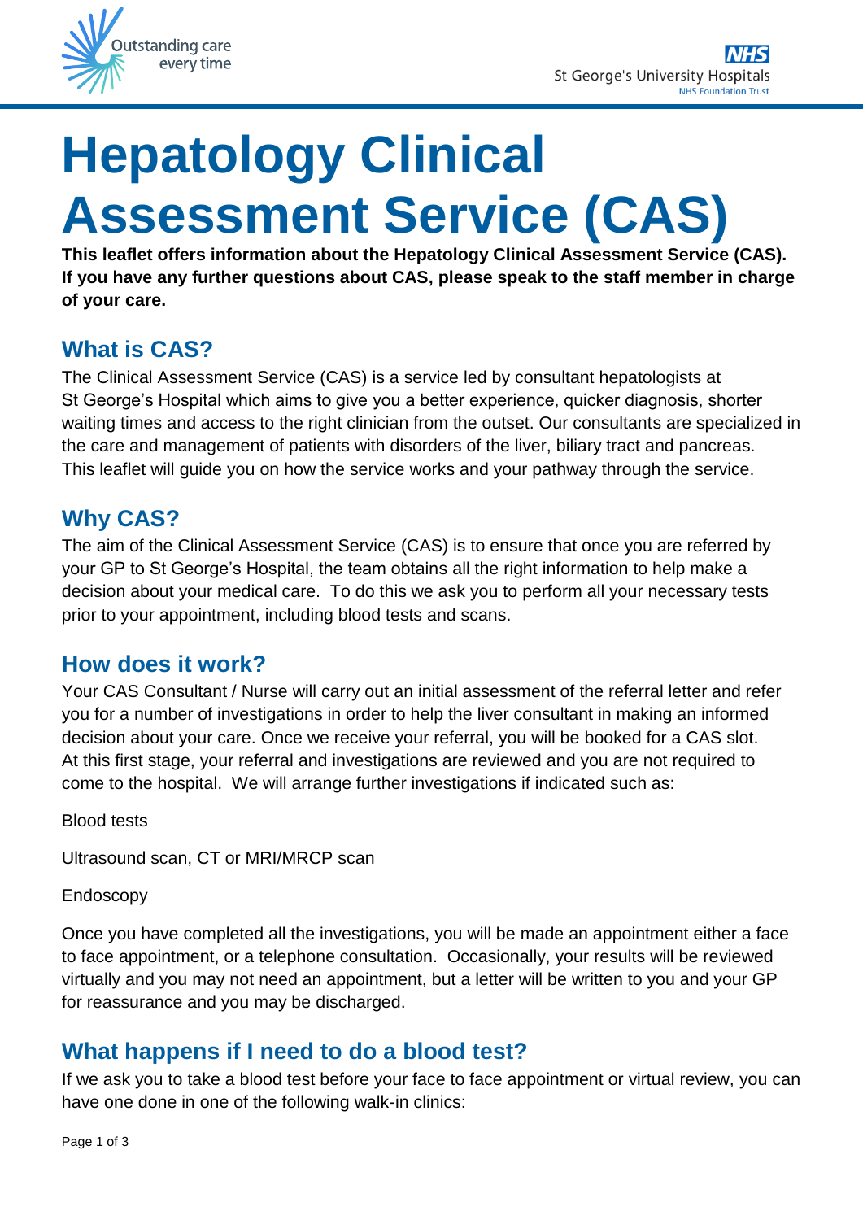# Hepatology Clinical Assessment Service (CAS)

**This leaflet offers information about the Hepatology Clinical Assessment Service (CAS). If you have any further questions about CAS, please speak to the staff member in charge of your care.**

## What is CAS?

The Clinical Assessment Service (CAS) is a service led by consultant hepatologists at St George's Hospital which aims to give you a better experience, quicker diagnosis, shorter waiting times and access to the right clinician from the outset. Our consultants are specialized in the care and management of patients with disorders of the liver, biliary tract and pancreas. This leaflet will guide you on how the service works and your pathway through the service.

## Why CAS?

The aim of the Clinical Assessment Service (CAS) is to ensure that once you are referred by your GP to St George's Hospital, the team obtains all the right information to help make a decision about your medical care. To do this we ask you to perform all your necessary tests prior to your appointment, including blood tests and scans.

## How does it work?

Your CAS Consultant / Nurse will carry out an initial assessment of the referral letter and refer you for a number of investigations in order to help the liver consultant in making an informed decision about your care. Once we receive your referral, you will be booked for a CAS slot. At this first stage, your referral and investigations are reviewed and you are not required to come to the hospital. We will arrange further investigations if indicated such as:

Blood tests

Ultrasound scan, CT or MRI/MRCP scan

Endoscopy

Once you have completed all the investigations, you will be made an appointment either a face to face appointment, or a telephone consultation. Occasionally, your results will be reviewed virtually and you may not need an appointment, but a letter will be written to you and your GP for reassurance and you may be discharged.

## What happens if I need to do a blood test?

If we ask you to take a blood test before your face to face appointment or virtual review, you can have one done in one of the following walk-in clinics: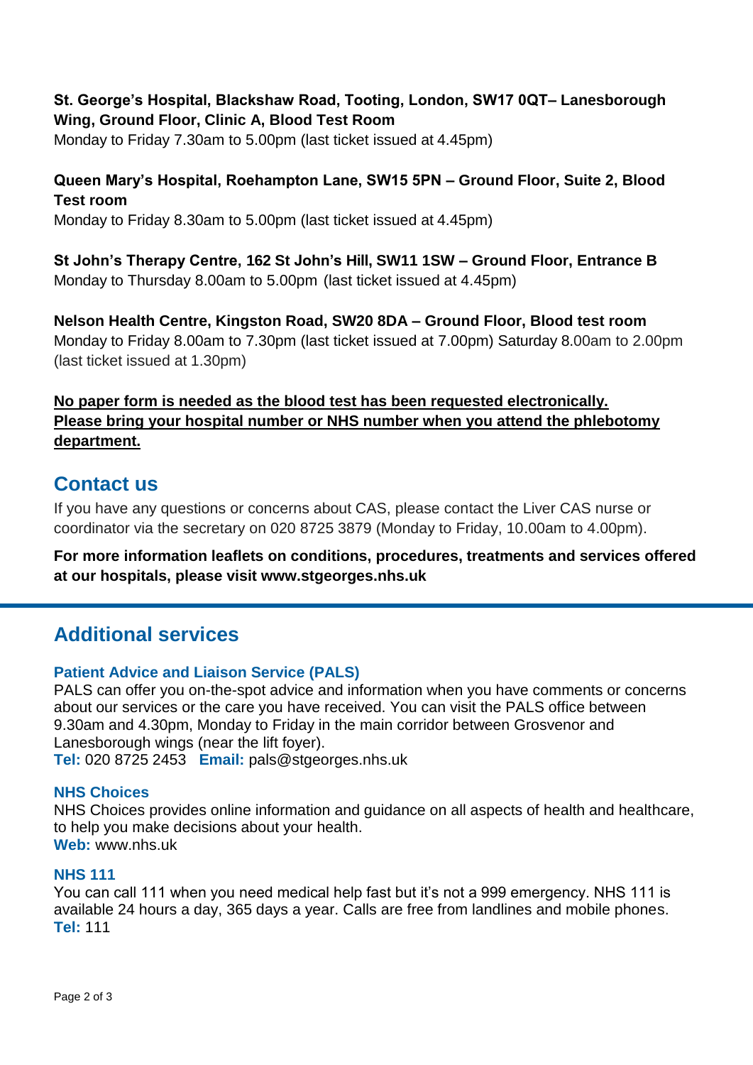**St. George's Hospital, Blackshaw Road, Tooting, London, SW17 0QT– Lanesborough Wing, Ground Floor, Clinic A, Blood Test Room**
Monday to Friday 7.30am to 5.00pm (last ticket issued at 4.45pm)

**Queen Mary's Hospital, Roehampton Lane, SW15 5PN – Ground Floor, Suite 2, Blood Test room**
Monday to Friday 8.30am to 5.00pm (last ticket issued at 4.45pm)

**St John's Therapy Centre, 162 St John's Hill, SW11 1SW – Ground Floor, Entrance B**
Monday to Thursday 8.00am to 5.00pm (last ticket issued at 4.45pm)

**Nelson Health Centre, Kingston Road, SW20 8DA – Ground Floor, Blood test room**
Monday to Friday 8.00am to 7.30pm (last ticket issued at 7.00pm) Saturday 8.00am to 2.00pm (last ticket issued at 1.30pm)

**No paper form is needed as the blood test has been requested electronically. Please bring your hospital number or NHS number when you attend the phlebotomy department.**

## Contact us

If you have any questions or concerns about CAS, please contact the Liver CAS nurse or coordinator via the secretary on 020 8725 3879 (Monday to Friday, 10.00am to 4.00pm).

**For more information leaflets on conditions, procedures, treatments and services offered at our hospitals, please visit www.stgeorges.nhs.uk**

## Additional services

### Patient Advice and Liaison Service (PALS)

PALS can offer you on-the-spot advice and information when you have comments or concerns about our services or the care you have received. You can visit the PALS office between 9.30am and 4.30pm, Monday to Friday in the main corridor between Grosvenor and Lanesborough wings (near the lift foyer).
**Tel:** 020 8725 2453 **Email:** pals@stgeorges.nhs.uk

### NHS Choices

NHS Choices provides online information and guidance on all aspects of health and healthcare, to help you make decisions about your health.
**Web:** www.nhs.uk

### NHS 111

You can call 111 when you need medical help fast but it's not a 999 emergency. NHS 111 is available 24 hours a day, 365 days a year. Calls are free from landlines and mobile phones.
**Tel:** 111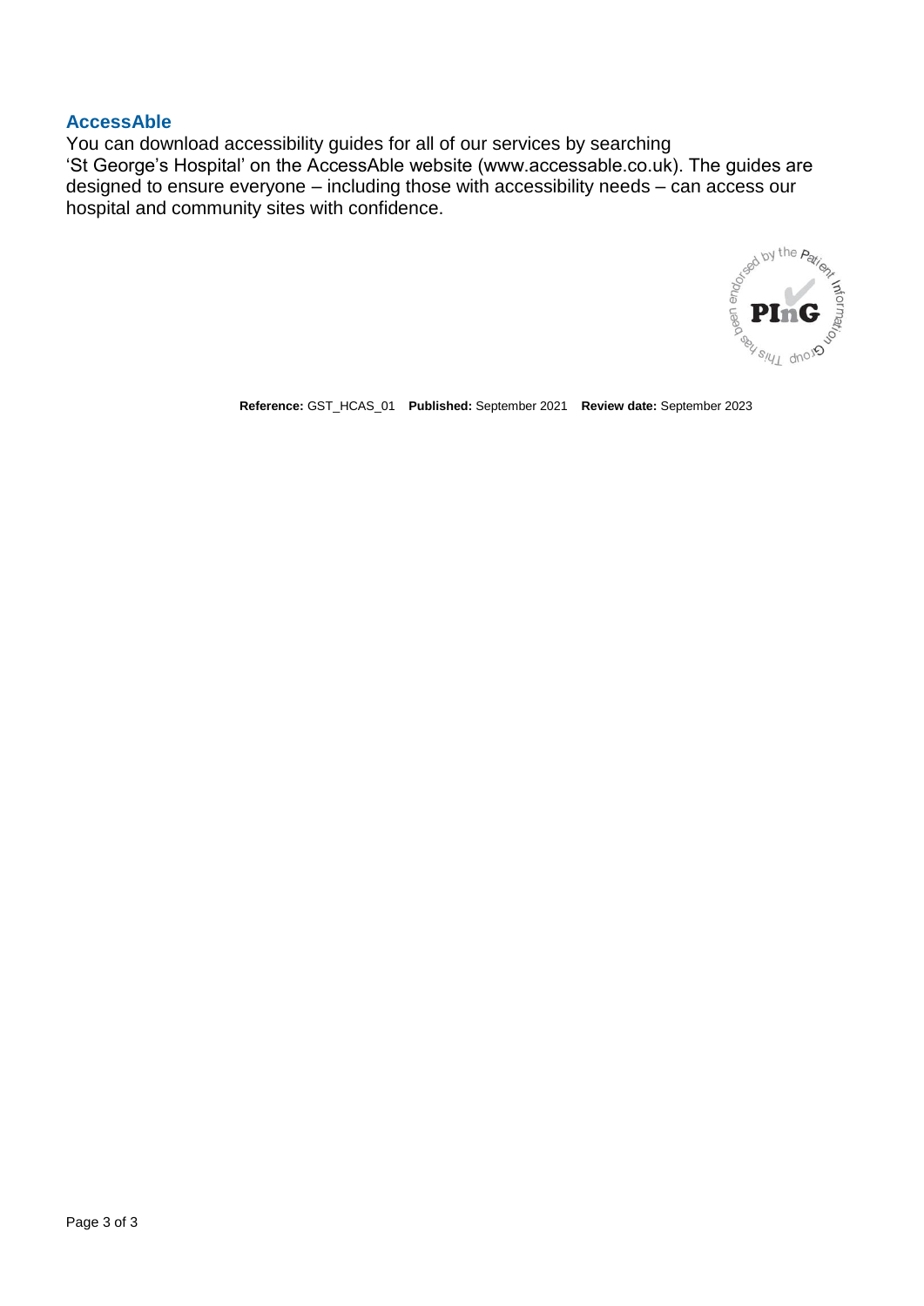## AccessAble

You can download accessibility guides for all of our services by searching 'St George's Hospital' on the AccessAble website (www.accessable.co.uk). The guides are designed to ensure everyone – including those with accessibility needs – can access our hospital and community sites with confidence.

**Reference:** GST_HCAS_01 **Published:** September 2021 **Review date:** September 2023